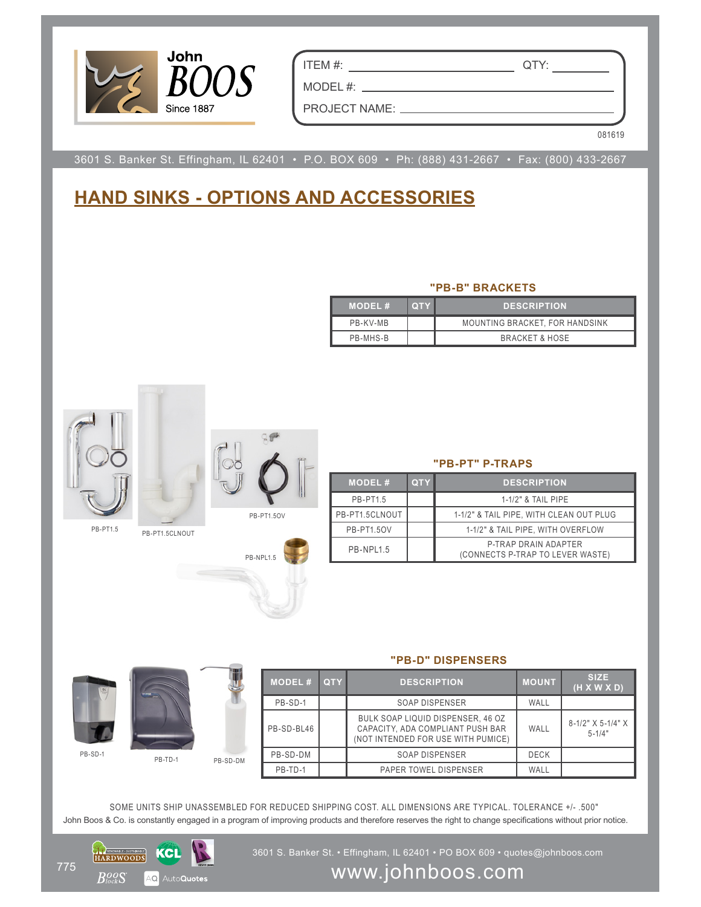John BOOS
Since 1887

ITEM #: ______________________ QTY: ________

MODEL #: ______________________________

PROJECT NAME: __________________________

081619

3601 S. Banker St. Effingham, IL 62401 • P.O. BOX 609 • Ph: (888) 431-2667 • Fax: (800) 433-2667

# HAND SINKS - OPTIONS AND ACCESSORIES

### "PB-B" BRACKETS

| MODEL # | QTY | DESCRIPTION |
|---|---|---|
| PB-KV-MB | | MOUNTING BRACKET, FOR HANDSINK |
| PB-MHS-B | | BRACKET & HOSE |

PB-PT1.5 | PB-PT1.5CLNOUT | PB-PT1.5OV | PB-NPL1.5

### "PB-PT" P-TRAPS

| MODEL # | QTY | DESCRIPTION |
|---|---|---|
| PB-PT1.5 | | 1-1/2" & TAIL PIPE |
| PB-PT1.5CLNOUT | | 1-1/2" & TAIL PIPE, WITH CLEAN OUT PLUG |
| PB-PT1.5OV | | 1-1/2" & TAIL PIPE, WITH OVERFLOW |
| PB-NPL1.5 | | P-TRAP DRAIN ADAPTER (CONNECTS P-TRAP TO LEVER WASTE) |

PB-SD-1 | PB-TD-1 | PB-SD-DM

### "PB-D" DISPENSERS

| MODEL # | QTY | DESCRIPTION | MOUNT | SIZE (H X W X D) |
|---|---|---|---|---|
| PB-SD-1 | | SOAP DISPENSER | WALL | |
| PB-SD-BL46 | | BULK SOAP LIQUID DISPENSER, 46 OZ CAPACITY, ADA COMPLIANT PUSH BAR (NOT INTENDED FOR USE WITH PUMICE) | WALL | 8-1/2" X 5-1/4" X 5-1/4" |
| PB-SD-DM | | SOAP DISPENSER | DECK | |
| PB-TD-1 | | PAPER TOWEL DISPENSER | WALL | |

SOME UNITS SHIP UNASSEMBLED FOR REDUCED SHIPPING COST. ALL DIMENSIONS ARE TYPICAL. TOLERANCE +/- .500"

John Boos & Co. is constantly engaged in a program of improving products and therefore reserves the right to change specifications without prior notice.

3601 S. Banker St. • Effingham, IL 62401 • PO BOX 609 • quotes@johnboos.com

www.johnboos.com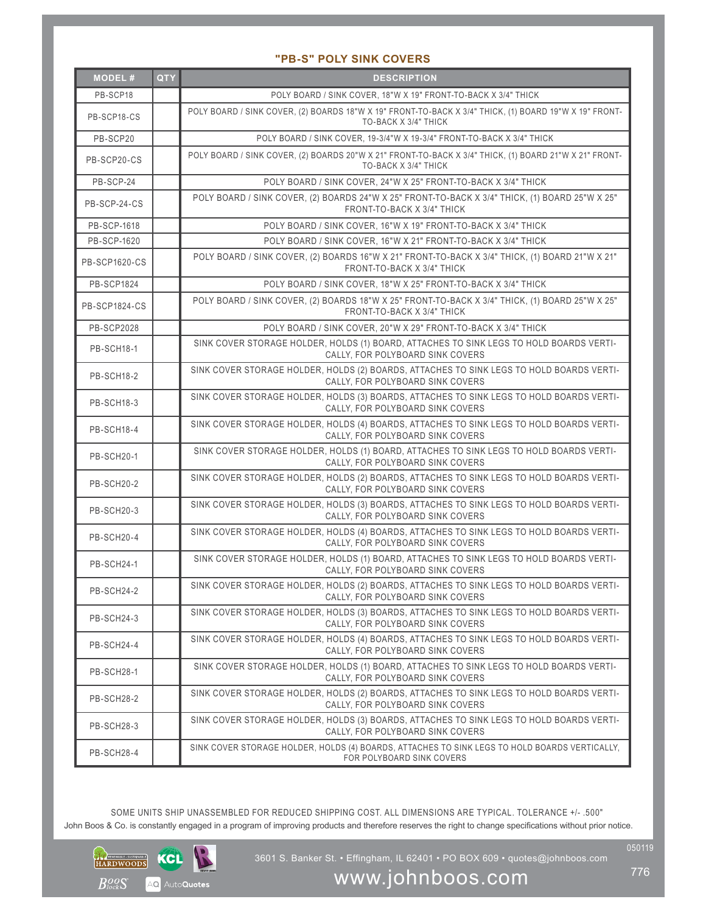## "PB-S" POLY SINK COVERS

| MODEL # | QTY | DESCRIPTION |
|---|---|---|
| PB-SCP18 | | POLY BOARD / SINK COVER, 18"W X 19" FRONT-TO-BACK X 3/4" THICK |
| PB-SCP18-CS | | POLY BOARD / SINK COVER, (2) BOARDS 18"W X 19" FRONT-TO-BACK X 3/4" THICK, (1) BOARD 19"W X 19" FRONT-TO-BACK X 3/4" THICK |
| PB-SCP20 | | POLY BOARD / SINK COVER, 19-3/4"W X 19-3/4" FRONT-TO-BACK X 3/4" THICK |
| PB-SCP20-CS | | POLY BOARD / SINK COVER, (2) BOARDS 20"W X 21" FRONT-TO-BACK X 3/4" THICK, (1) BOARD 21"W X 21" FRONT-TO-BACK X 3/4" THICK |
| PB-SCP-24 | | POLY BOARD / SINK COVER, 24"W X 25" FRONT-TO-BACK X 3/4" THICK |
| PB-SCP-24-CS | | POLY BOARD / SINK COVER, (2) BOARDS 24"W X 25" FRONT-TO-BACK X 3/4" THICK, (1) BOARD 25"W X 25" FRONT-TO-BACK X 3/4" THICK |
| PB-SCP-1618 | | POLY BOARD / SINK COVER, 16"W X 19" FRONT-TO-BACK X 3/4" THICK |
| PB-SCP-1620 | | POLY BOARD / SINK COVER, 16"W X 21" FRONT-TO-BACK X 3/4" THICK |
| PB-SCP1620-CS | | POLY BOARD / SINK COVER, (2) BOARDS 16"W X 21" FRONT-TO-BACK X 3/4" THICK, (1) BOARD 21"W X 21" FRONT-TO-BACK X 3/4" THICK |
| PB-SCP1824 | | POLY BOARD / SINK COVER, 18"W X 25" FRONT-TO-BACK X 3/4" THICK |
| PB-SCP1824-CS | | POLY BOARD / SINK COVER, (2) BOARDS 18"W X 25" FRONT-TO-BACK X 3/4" THICK, (1) BOARD 25"W X 25" FRONT-TO-BACK X 3/4" THICK |
| PB-SCP2028 | | POLY BOARD / SINK COVER, 20"W X 29" FRONT-TO-BACK X 3/4" THICK |
| PB-SCH18-1 | | SINK COVER STORAGE HOLDER, HOLDS (1) BOARD, ATTACHES TO SINK LEGS TO HOLD BOARDS VERTICALLY, FOR POLYBOARD SINK COVERS |
| PB-SCH18-2 | | SINK COVER STORAGE HOLDER, HOLDS (2) BOARDS, ATTACHES TO SINK LEGS TO HOLD BOARDS VERTICALLY, FOR POLYBOARD SINK COVERS |
| PB-SCH18-3 | | SINK COVER STORAGE HOLDER, HOLDS (3) BOARDS, ATTACHES TO SINK LEGS TO HOLD BOARDS VERTICALLY, FOR POLYBOARD SINK COVERS |
| PB-SCH18-4 | | SINK COVER STORAGE HOLDER, HOLDS (4) BOARDS, ATTACHES TO SINK LEGS TO HOLD BOARDS VERTICALLY, FOR POLYBOARD SINK COVERS |
| PB-SCH20-1 | | SINK COVER STORAGE HOLDER, HOLDS (1) BOARD, ATTACHES TO SINK LEGS TO HOLD BOARDS VERTICALLY, FOR POLYBOARD SINK COVERS |
| PB-SCH20-2 | | SINK COVER STORAGE HOLDER, HOLDS (2) BOARDS, ATTACHES TO SINK LEGS TO HOLD BOARDS VERTICALLY, FOR POLYBOARD SINK COVERS |
| PB-SCH20-3 | | SINK COVER STORAGE HOLDER, HOLDS (3) BOARDS, ATTACHES TO SINK LEGS TO HOLD BOARDS VERTICALLY, FOR POLYBOARD SINK COVERS |
| PB-SCH20-4 | | SINK COVER STORAGE HOLDER, HOLDS (4) BOARDS, ATTACHES TO SINK LEGS TO HOLD BOARDS VERTICALLY, FOR POLYBOARD SINK COVERS |
| PB-SCH24-1 | | SINK COVER STORAGE HOLDER, HOLDS (1) BOARD, ATTACHES TO SINK LEGS TO HOLD BOARDS VERTICALLY, FOR POLYBOARD SINK COVERS |
| PB-SCH24-2 | | SINK COVER STORAGE HOLDER, HOLDS (2) BOARDS, ATTACHES TO SINK LEGS TO HOLD BOARDS VERTICALLY, FOR POLYBOARD SINK COVERS |
| PB-SCH24-3 | | SINK COVER STORAGE HOLDER, HOLDS (3) BOARDS, ATTACHES TO SINK LEGS TO HOLD BOARDS VERTICALLY, FOR POLYBOARD SINK COVERS |
| PB-SCH24-4 | | SINK COVER STORAGE HOLDER, HOLDS (4) BOARDS, ATTACHES TO SINK LEGS TO HOLD BOARDS VERTICALLY, FOR POLYBOARD SINK COVERS |
| PB-SCH28-1 | | SINK COVER STORAGE HOLDER, HOLDS (1) BOARD, ATTACHES TO SINK LEGS TO HOLD BOARDS VERTICALLY, FOR POLYBOARD SINK COVERS |
| PB-SCH28-2 | | SINK COVER STORAGE HOLDER, HOLDS (2) BOARDS, ATTACHES TO SINK LEGS TO HOLD BOARDS VERTICALLY, FOR POLYBOARD SINK COVERS |
| PB-SCH28-3 | | SINK COVER STORAGE HOLDER, HOLDS (3) BOARDS, ATTACHES TO SINK LEGS TO HOLD BOARDS VERTICALLY, FOR POLYBOARD SINK COVERS |
| PB-SCH28-4 | | SINK COVER STORAGE HOLDER, HOLDS (4) BOARDS, ATTACHES TO SINK LEGS TO HOLD BOARDS VERTICALLY, FOR POLYBOARD SINK COVERS |

SOME UNITS SHIP UNASSEMBLED FOR REDUCED SHIPPING COST. ALL DIMENSIONS ARE TYPICAL. TOLERANCE +/- .500"

John Boos & Co. is constantly engaged in a program of improving products and therefore reserves the right to change specifications without prior notice.

3601 S. Banker St. • Effingham, IL 62401 • PO BOX 609 • quotes@johnboos.com

www.johnboos.com

050119